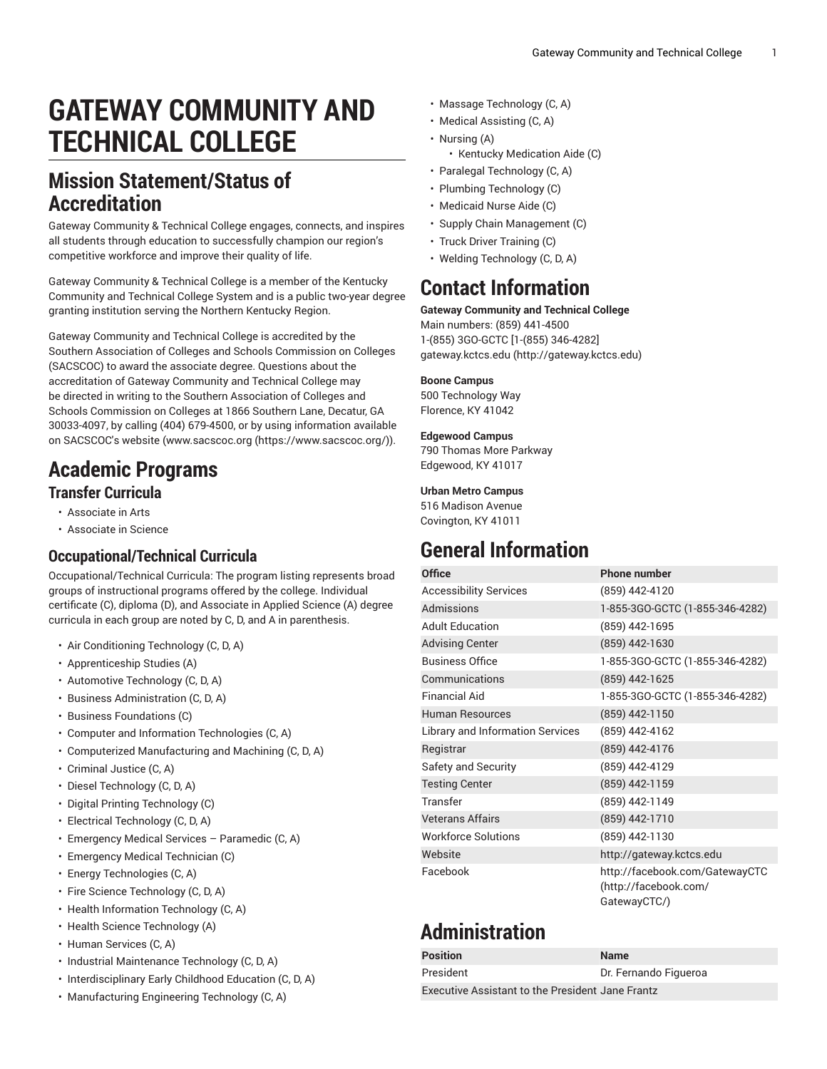# GATEWAY COMMUNITY AND TECHNICAL COLLEGE

## Mission Statement/Status of Accreditation

Gateway Community & Technical College engages, connects, and inspires all students through education to successfully champion our region's competitive workforce and improve their quality of life.

Gateway Community & Technical College is a member of the Kentucky Community and Technical College System and is a public two-year degree granting institution serving the Northern Kentucky Region.

Gateway Community and Technical College is accredited by the Southern Association of Colleges and Schools Commission on Colleges (SACSCOC) to award the associate degree. Questions about the accreditation of Gateway Community and Technical College may be directed in writing to the Southern Association of Colleges and Schools Commission on Colleges at 1866 Southern Lane, Decatur, GA 30033-4097, by calling (404) 679-4500, or by using information available on SACSCOC's website (www.sacscoc.org (https://www.sacscoc.org/)).

## Academic Programs

### Transfer Curricula

- Associate in Arts
- Associate in Science

### Occupational/Technical Curricula

Occupational/Technical Curricula: The program listing represents broad groups of instructional programs offered by the college. Individual certificate (C), diploma (D), and Associate in Applied Science (A) degree curricula in each group are noted by C, D, and A in parenthesis.

- Air Conditioning Technology (C, D, A)
- Apprenticeship Studies (A)
- Automotive Technology (C, D, A)
- Business Administration (C, D, A)
- Business Foundations (C)
- Computer and Information Technologies (C, A)
- Computerized Manufacturing and Machining (C, D, A)
- Criminal Justice (C, A)
- Diesel Technology (C, D, A)
- Digital Printing Technology (C)
- Electrical Technology (C, D, A)
- Emergency Medical Services – Paramedic (C, A)
- Emergency Medical Technician (C)
- Energy Technologies (C, A)
- Fire Science Technology (C, D, A)
- Health Information Technology (C, A)
- Health Science Technology (A)
- Human Services (C, A)
- Industrial Maintenance Technology (C, D, A)
- Interdisciplinary Early Childhood Education (C, D, A)
- Manufacturing Engineering Technology (C, A)
- Massage Technology (C, A)
- Medical Assisting (C, A)
- Nursing (A)
  - Kentucky Medication Aide (C)
- Paralegal Technology (C, A)
- Plumbing Technology (C)
- Medicaid Nurse Aide (C)
- Supply Chain Management (C)
- Truck Driver Training (C)
- Welding Technology (C, D, A)

## Contact Information

**Gateway Community and Technical College**
Main numbers: (859) 441-4500
1-(855) 3GO-GCTC [1-(855) 346-4282]
gateway.kctcs.edu (http://gateway.kctcs.edu)

**Boone Campus**
500 Technology Way
Florence, KY 41042

**Edgewood Campus**
790 Thomas More Parkway
Edgewood, KY 41017

**Urban Metro Campus**
516 Madison Avenue
Covington, KY 41011

## General Information

| Office | Phone number |
|---|---|
| Accessibility Services | (859) 442-4120 |
| Admissions | 1-855-3GO-GCTC (1-855-346-4282) |
| Adult Education | (859) 442-1695 |
| Advising Center | (859) 442-1630 |
| Business Office | 1-855-3GO-GCTC (1-855-346-4282) |
| Communications | (859) 442-1625 |
| Financial Aid | 1-855-3GO-GCTC (1-855-346-4282) |
| Human Resources | (859) 442-1150 |
| Library and Information Services | (859) 442-4162 |
| Registrar | (859) 442-4176 |
| Safety and Security | (859) 442-4129 |
| Testing Center | (859) 442-1159 |
| Transfer | (859) 442-1149 |
| Veterans Affairs | (859) 442-1710 |
| Workforce Solutions | (859) 442-1130 |
| Website | http://gateway.kctcs.edu |
| Facebook | http://facebook.com/GatewayCTC (http://facebook.com/GatewayCTC/) |

## Administration

| Position | Name |
|---|---|
| President | Dr. Fernando Figueroa |
| Executive Assistant to the President | Jane Frantz |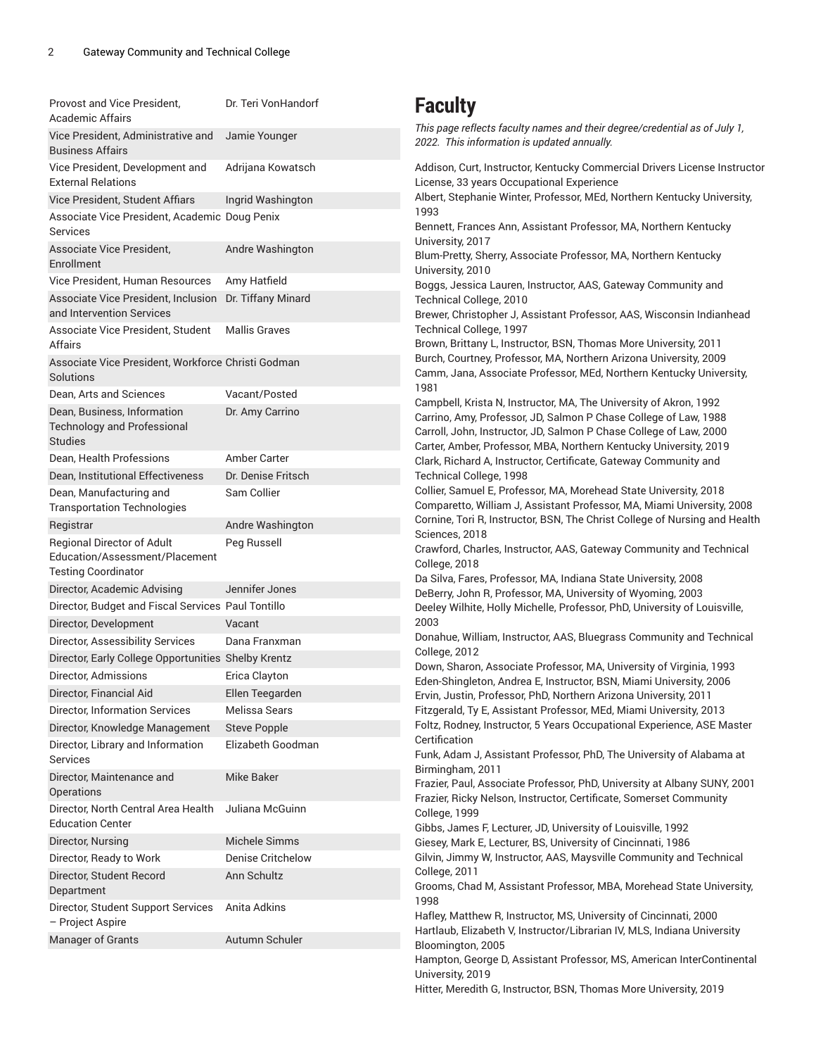| | |
|---|---|
| Provost and Vice President, Academic Affairs | Dr. Teri VonHandorf |
| Vice President, Administrative and Business Affairs | Jamie Younger |
| Vice President, Development and External Relations | Adrijana Kowatsch |
| Vice President, Student Affiars | Ingrid Washington |
| Associate Vice President, Academic Services | Doug Penix |
| Associate Vice President, Enrollment | Andre Washington |
| Vice President, Human Resources | Amy Hatfield |
| Associate Vice President, Inclusion and Intervention Services | Dr. Tiffany Minard |
| Associate Vice President, Student Affairs | Mallis Graves |
| Associate Vice President, Workforce Solutions | Christi Godman |
| Dean, Arts and Sciences | Vacant/Posted |
| Dean, Business, Information Technology and Professional Studies | Dr. Amy Carrino |
| Dean, Health Professions | Amber Carter |
| Dean, Institutional Effectiveness | Dr. Denise Fritsch |
| Dean, Manufacturing and Transportation Technologies | Sam Collier |
| Registrar | Andre Washington |
| Regional Director of Adult Education/Assessment/Placement Testing Coordinator | Peg Russell |
| Director, Academic Advising | Jennifer Jones |
| Director, Budget and Fiscal Services | Paul Tontillo |
| Director, Development | Vacant |
| Director, Assessibility Services | Dana Franxman |
| Director, Early College Opportunities | Shelby Krentz |
| Director, Admissions | Erica Clayton |
| Director, Financial Aid | Ellen Teegarden |
| Director, Information Services | Melissa Sears |
| Director, Knowledge Management | Steve Popple |
| Director, Library and Information Services | Elizabeth Goodman |
| Director, Maintenance and Operations | Mike Baker |
| Director, North Central Area Health Education Center | Juliana McGuinn |
| Director, Nursing | Michele Simms |
| Director, Ready to Work | Denise Critchelow |
| Director, Student Record Department | Ann Schultz |
| Director, Student Support Services – Project Aspire | Anita Adkins |
| Manager of Grants | Autumn Schuler |

# Faculty

*This page reflects faculty names and their degree/credential as of July 1, 2022. This information is updated annually.*

Addison, Curt, Instructor, Kentucky Commercial Drivers License Instructor License, 33 years Occupational Experience
Albert, Stephanie Winter, Professor, MEd, Northern Kentucky University, 1993
Bennett, Frances Ann, Assistant Professor, MA, Northern Kentucky University, 2017
Blum-Pretty, Sherry, Associate Professor, MA, Northern Kentucky University, 2010
Boggs, Jessica Lauren, Instructor, AAS, Gateway Community and Technical College, 2010
Brewer, Christopher J, Assistant Professor, AAS, Wisconsin Indianhead Technical College, 1997
Brown, Brittany L, Instructor, BSN, Thomas More University, 2011
Burch, Courtney, Professor, MA, Northern Arizona University, 2009
Camm, Jana, Associate Professor, MEd, Northern Kentucky University, 1981
Campbell, Krista N, Instructor, MA, The University of Akron, 1992
Carrino, Amy, Professor, JD, Salmon P Chase College of Law, 1988
Carroll, John, Instructor, JD, Salmon P Chase College of Law, 2000
Carter, Amber, Professor, MBA, Northern Kentucky University, 2019
Clark, Richard A, Instructor, Certificate, Gateway Community and Technical College, 1998
Collier, Samuel E, Professor, MA, Morehead State University, 2018
Comparetto, William J, Assistant Professor, MA, Miami University, 2008
Cornine, Tori R, Instructor, BSN, The Christ College of Nursing and Health Sciences, 2018
Crawford, Charles, Instructor, AAS, Gateway Community and Technical College, 2018
Da Silva, Fares, Professor, MA, Indiana State University, 2008
DeBerry, John R, Professor, MA, University of Wyoming, 2003
Deeley Wilhite, Holly Michelle, Professor, PhD, University of Louisville, 2003
Donahue, William, Instructor, AAS, Bluegrass Community and Technical College, 2012
Down, Sharon, Associate Professor, MA, University of Virginia, 1993
Eden-Shingleton, Andrea E, Instructor, BSN, Miami University, 2006
Ervin, Justin, Professor, PhD, Northern Arizona University, 2011
Fitzgerald, Ty E, Assistant Professor, MEd, Miami University, 2013
Foltz, Rodney, Instructor, 5 Years Occupational Experience, ASE Master Certification
Funk, Adam J, Assistant Professor, PhD, The University of Alabama at Birmingham, 2011
Frazier, Paul, Associate Professor, PhD, University at Albany SUNY, 2001
Frazier, Ricky Nelson, Instructor, Certificate, Somerset Community College, 1999
Gibbs, James F, Lecturer, JD, University of Louisville, 1992
Giesey, Mark E, Lecturer, BS, University of Cincinnati, 1986
Gilvin, Jimmy W, Instructor, AAS, Maysville Community and Technical College, 2011
Grooms, Chad M, Assistant Professor, MBA, Morehead State University, 1998
Hafley, Matthew R, Instructor, MS, University of Cincinnati, 2000
Hartlaub, Elizabeth V, Instructor/Librarian IV, MLS, Indiana University Bloomington, 2005
Hampton, George D, Assistant Professor, MS, American InterContinental University, 2019
Hitter, Meredith G, Instructor, BSN, Thomas More University, 2019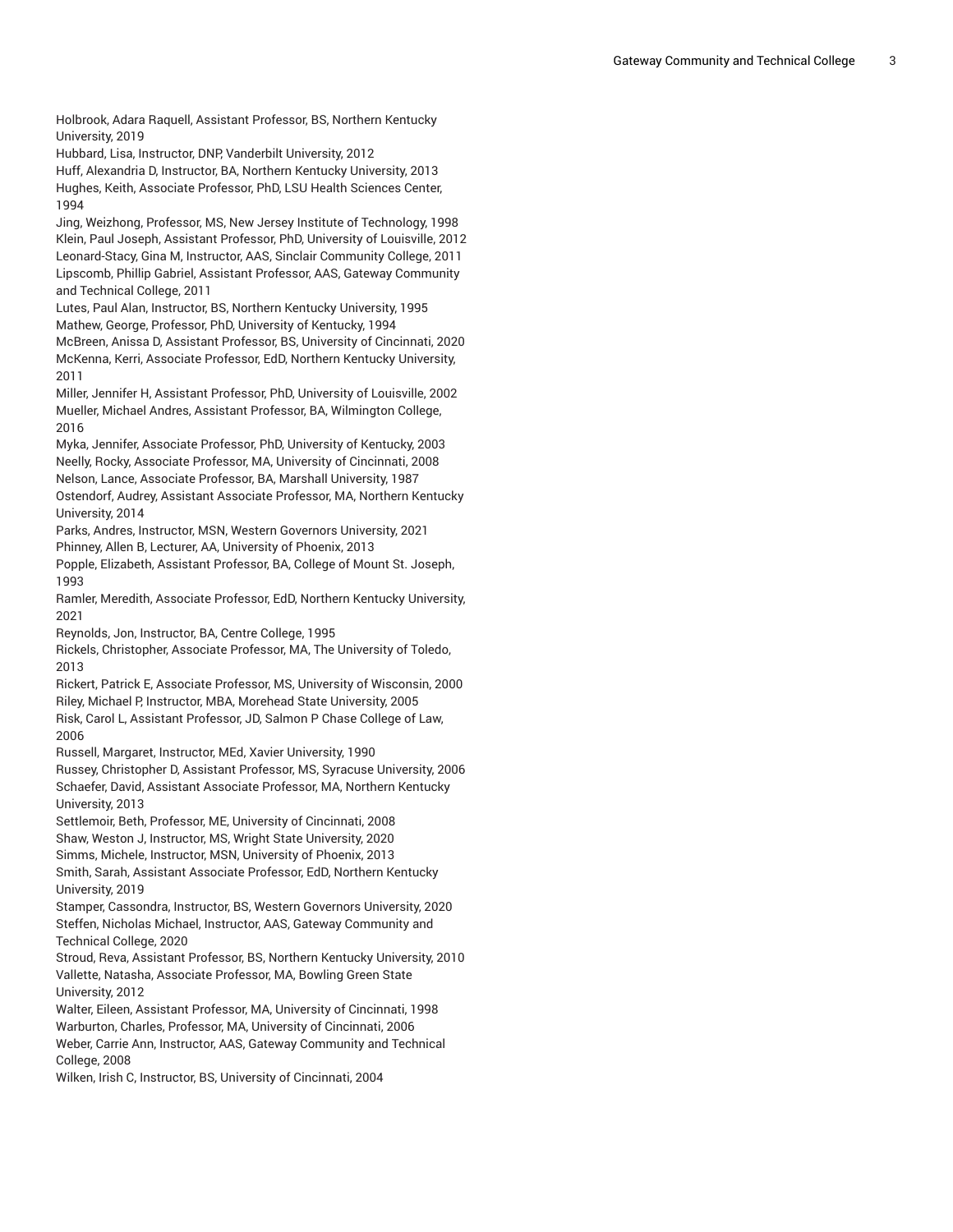Holbrook, Adara Raquell, Assistant Professor, BS, Northern Kentucky University, 2019
Hubbard, Lisa, Instructor, DNP, Vanderbilt University, 2012
Huff, Alexandria D, Instructor, BA, Northern Kentucky University, 2013
Hughes, Keith, Associate Professor, PhD, LSU Health Sciences Center, 1994
Jing, Weizhong, Professor, MS, New Jersey Institute of Technology, 1998
Klein, Paul Joseph, Assistant Professor, PhD, University of Louisville, 2012
Leonard-Stacy, Gina M, Instructor, AAS, Sinclair Community College, 2011
Lipscomb, Phillip Gabriel, Assistant Professor, AAS, Gateway Community and Technical College, 2011
Lutes, Paul Alan, Instructor, BS, Northern Kentucky University, 1995
Mathew, George, Professor, PhD, University of Kentucky, 1994
McBreen, Anissa D, Assistant Professor, BS, University of Cincinnati, 2020
McKenna, Kerri, Associate Professor, EdD, Northern Kentucky University, 2011
Miller, Jennifer H, Assistant Professor, PhD, University of Louisville, 2002
Mueller, Michael Andres, Assistant Professor, BA, Wilmington College, 2016
Myka, Jennifer, Associate Professor, PhD, University of Kentucky, 2003
Neelly, Rocky, Associate Professor, MA, University of Cincinnati, 2008
Nelson, Lance, Associate Professor, BA, Marshall University, 1987
Ostendorf, Audrey, Assistant Associate Professor, MA, Northern Kentucky University, 2014
Parks, Andres, Instructor, MSN, Western Governors University, 2021
Phinney, Allen B, Lecturer, AA, University of Phoenix, 2013
Popple, Elizabeth, Assistant Professor, BA, College of Mount St. Joseph, 1993
Ramler, Meredith, Associate Professor, EdD, Northern Kentucky University, 2021
Reynolds, Jon, Instructor, BA, Centre College, 1995
Rickels, Christopher, Associate Professor, MA, The University of Toledo, 2013
Rickert, Patrick E, Associate Professor, MS, University of Wisconsin, 2000
Riley, Michael P, Instructor, MBA, Morehead State University, 2005
Risk, Carol L, Assistant Professor, JD, Salmon P Chase College of Law, 2006
Russell, Margaret, Instructor, MEd, Xavier University, 1990
Russey, Christopher D, Assistant Professor, MS, Syracuse University, 2006
Schaefer, David, Assistant Associate Professor, MA, Northern Kentucky University, 2013
Settlemoir, Beth, Professor, ME, University of Cincinnati, 2008
Shaw, Weston J, Instructor, MS, Wright State University, 2020
Simms, Michele, Instructor, MSN, University of Phoenix, 2013
Smith, Sarah, Assistant Associate Professor, EdD, Northern Kentucky University, 2019
Stamper, Cassondra, Instructor, BS, Western Governors University, 2020
Steffen, Nicholas Michael, Instructor, AAS, Gateway Community and Technical College, 2020
Stroud, Reva, Assistant Professor, BS, Northern Kentucky University, 2010
Vallette, Natasha, Associate Professor, MA, Bowling Green State University, 2012
Walter, Eileen, Assistant Professor, MA, University of Cincinnati, 1998
Warburton, Charles, Professor, MA, University of Cincinnati, 2006
Weber, Carrie Ann, Instructor, AAS, Gateway Community and Technical College, 2008
Wilken, Irish C, Instructor, BS, University of Cincinnati, 2004